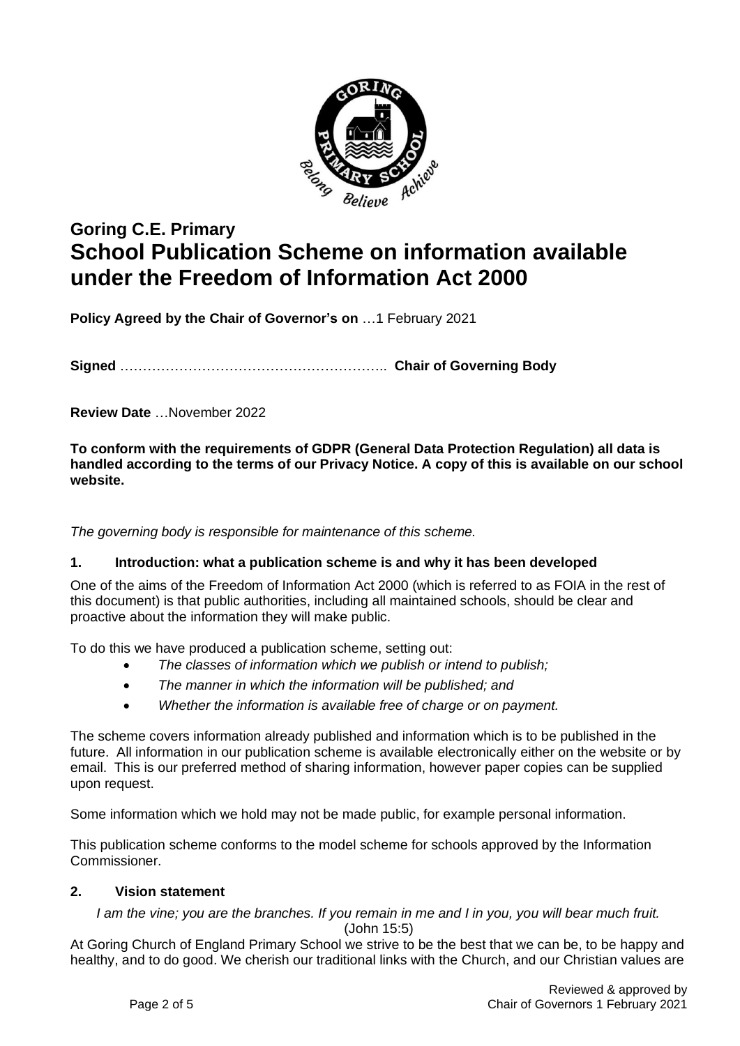# Goring C.E. Primary
# School Publication Scheme on information available under the Freedom of Information Act 2000

**Policy Agreed by the Chair of Governor's on** …1 February 2021

**Signed** ………………………………………………….. **Chair of Governing Body**

**Review Date** …November 2022

**To conform with the requirements of GDPR (General Data Protection Regulation) all data is handled according to the terms of our Privacy Notice. A copy of this is available on our school website.**

*The governing body is responsible for maintenance of this scheme.*

## 1. Introduction: what a publication scheme is and why it has been developed

One of the aims of the Freedom of Information Act 2000 (which is referred to as FOIA in the rest of this document) is that public authorities, including all maintained schools, should be clear and proactive about the information they will make public.

To do this we have produced a publication scheme, setting out:

- *The classes of information which we publish or intend to publish;*
- *The manner in which the information will be published; and*
- *Whether the information is available free of charge or on payment.*

The scheme covers information already published and information which is to be published in the future. All information in our publication scheme is available electronically either on the website or by email. This is our preferred method of sharing information, however paper copies can be supplied upon request.

Some information which we hold may not be made public, for example personal information.

This publication scheme conforms to the model scheme for schools approved by the Information Commissioner.

## 2. Vision statement

*I am the vine; you are the branches. If you remain in me and I in you, you will bear much fruit.* (John 15:5)

At Goring Church of England Primary School we strive to be the best that we can be, to be happy and healthy, and to do good. We cherish our traditional links with the Church, and our Christian values are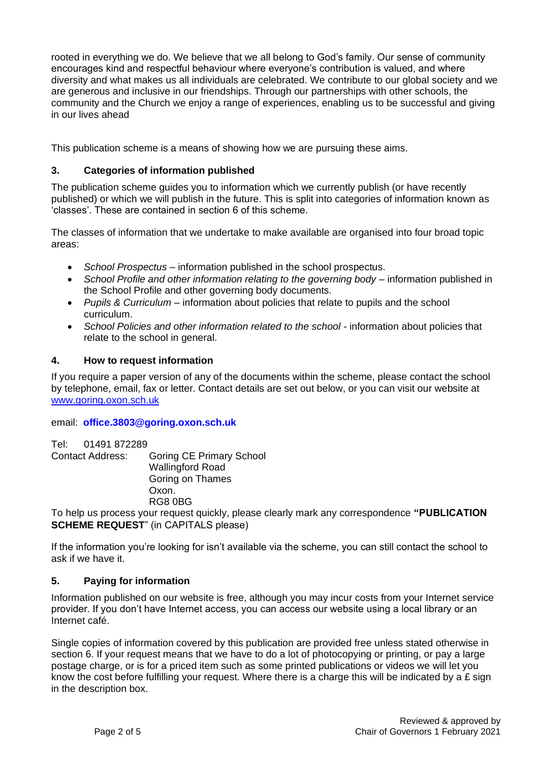rooted in everything we do. We believe that we all belong to God's family. Our sense of community encourages kind and respectful behaviour where everyone's contribution is valued, and where diversity and what makes us all individuals are celebrated. We contribute to our global society and we are generous and inclusive in our friendships. Through our partnerships with other schools, the community and the Church we enjoy a range of experiences, enabling us to be successful and giving in our lives ahead

This publication scheme is a means of showing how we are pursuing these aims.

## 3. Categories of information published

The publication scheme guides you to information which we currently publish (or have recently published) or which we will publish in the future. This is split into categories of information known as 'classes'. These are contained in section 6 of this scheme.

The classes of information that we undertake to make available are organised into four broad topic areas:

- *School Prospectus* – information published in the school prospectus.
- *School Profile and other information relating to the governing body* – information published in the School Profile and other governing body documents.
- *Pupils & Curriculum* – information about policies that relate to pupils and the school curriculum.
- *School Policies and other information related to the school* - information about policies that relate to the school in general.

## 4. How to request information

If you require a paper version of any of the documents within the scheme, please contact the school by telephone, email, fax or letter. Contact details are set out below, or you can visit our website at [www.goring.oxon.sch.uk](www.goring.oxon.sch.uk)

email: **office.3803@goring.oxon.sch.uk**

Tel: 01491 872289
Contact Address: Goring CE Primary School
Wallingford Road
Goring on Thames
Oxon.
RG8 0BG

To help us process your request quickly, please clearly mark any correspondence **"PUBLICATION SCHEME REQUEST**" (in CAPITALS please)

If the information you're looking for isn't available via the scheme, you can still contact the school to ask if we have it.

## 5. Paying for information

Information published on our website is free, although you may incur costs from your Internet service provider. If you don't have Internet access, you can access our website using a local library or an Internet café.

Single copies of information covered by this publication are provided free unless stated otherwise in section 6. If your request means that we have to do a lot of photocopying or printing, or pay a large postage charge, or is for a priced item such as some printed publications or videos we will let you know the cost before fulfilling your request. Where there is a charge this will be indicated by a £ sign in the description box.

Reviewed & approved by Chair of Governors 1 February 2021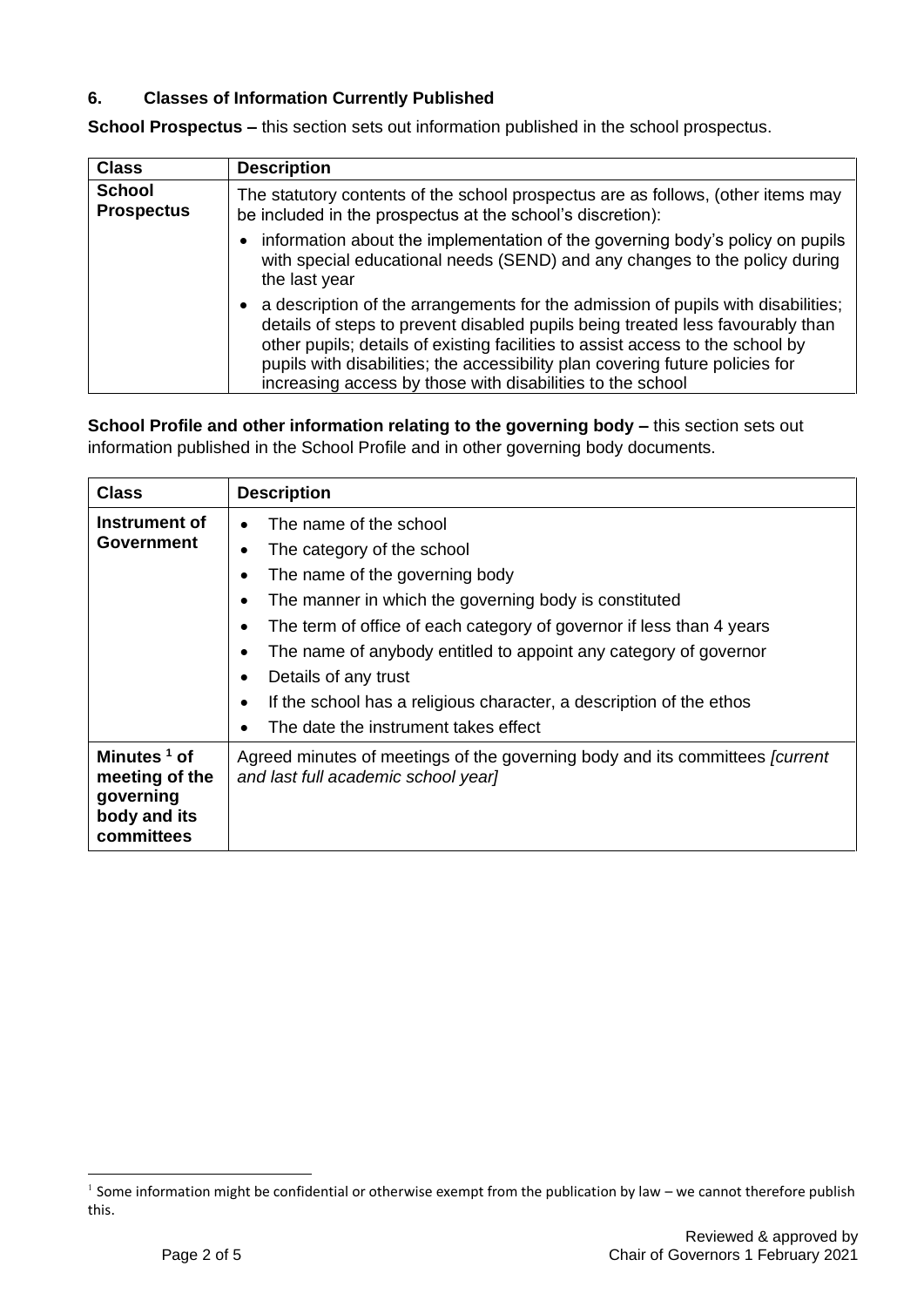## 6. Classes of Information Currently Published

**School Prospectus –** this section sets out information published in the school prospectus.

| Class | Description |
|---|---|
| **School Prospectus** | The statutory contents of the school prospectus are as follows, (other items may be included in the prospectus at the school's discretion):<br>• information about the implementation of the governing body's policy on pupils with special educational needs (SEND) and any changes to the policy during the last year<br>• a description of the arrangements for the admission of pupils with disabilities; details of steps to prevent disabled pupils being treated less favourably than other pupils; details of existing facilities to assist access to the school by pupils with disabilities; the accessibility plan covering future policies for increasing access by those with disabilities to the school |

**School Profile and other information relating to the governing body –** this section sets out information published in the School Profile and in other governing body documents.

| Class | Description |
|---|---|
| **Instrument of Government** | • The name of the school<br>• The category of the school<br>• The name of the governing body<br>• The manner in which the governing body is constituted<br>• The term of office of each category of governor if less than 4 years<br>• The name of anybody entitled to appoint any category of governor<br>• Details of any trust<br>• If the school has a religious character, a description of the ethos<br>• The date the instrument takes effect |
| **Minutes [1] of meeting of the governing body and its committees** | Agreed minutes of meetings of the governing body and its committees *[current and last full academic school year]* |

[1] Some information might be confidential or otherwise exempt from the publication by law – we cannot therefore publish this.

Reviewed & approved by Chair of Governors 1 February 2021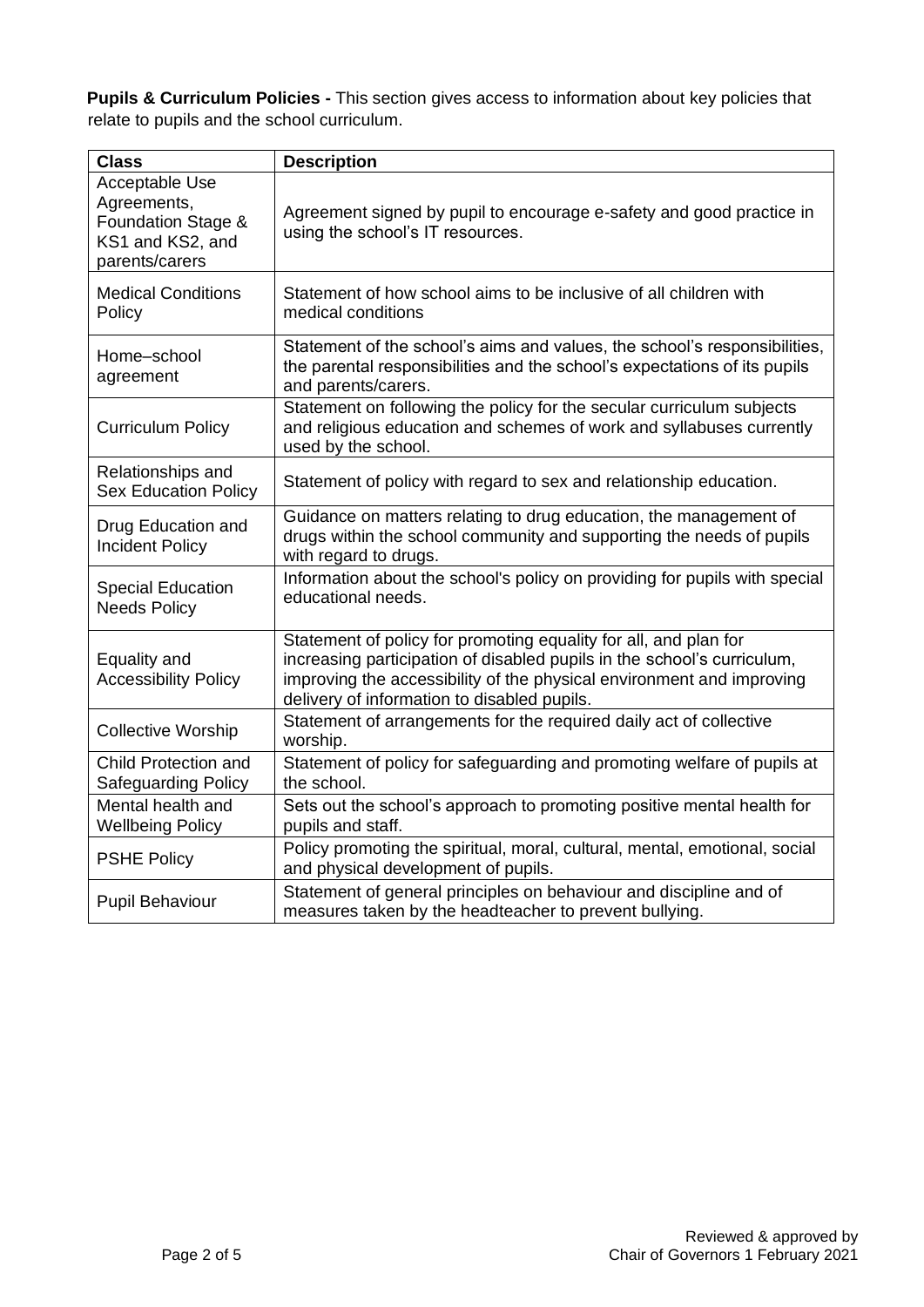**Pupils & Curriculum Policies -** This section gives access to information about key policies that relate to pupils and the school curriculum.

| Class | Description |
| --- | --- |
| Acceptable Use Agreements, Foundation Stage & KS1 and KS2, and parents/carers | Agreement signed by pupil to encourage e-safety and good practice in using the school's IT resources. |
| Medical Conditions Policy | Statement of how school aims to be inclusive of all children with medical conditions |
| Home–school agreement | Statement of the school's aims and values, the school's responsibilities, the parental responsibilities and the school's expectations of its pupils and parents/carers. |
| Curriculum Policy | Statement on following the policy for the secular curriculum subjects and religious education and schemes of work and syllabuses currently used by the school. |
| Relationships and Sex Education Policy | Statement of policy with regard to sex and relationship education. |
| Drug Education and Incident Policy | Guidance on matters relating to drug education, the management of drugs within the school community and supporting the needs of pupils with regard to drugs. |
| Special Education Needs Policy | Information about the school's policy on providing for pupils with special educational needs. |
| Equality and Accessibility Policy | Statement of policy for promoting equality for all, and plan for increasing participation of disabled pupils in the school's curriculum, improving the accessibility of the physical environment and improving delivery of information to disabled pupils. |
| Collective Worship | Statement of arrangements for the required daily act of collective worship. |
| Child Protection and Safeguarding Policy | Statement of policy for safeguarding and promoting welfare of pupils at the school. |
| Mental health and Wellbeing Policy | Sets out the school's approach to promoting positive mental health for pupils and staff. |
| PSHE Policy | Policy promoting the spiritual, moral, cultural, mental, emotional, social and physical development of pupils. |
| Pupil Behaviour | Statement of general principles on behaviour and discipline and of measures taken by the headteacher to prevent bullying. |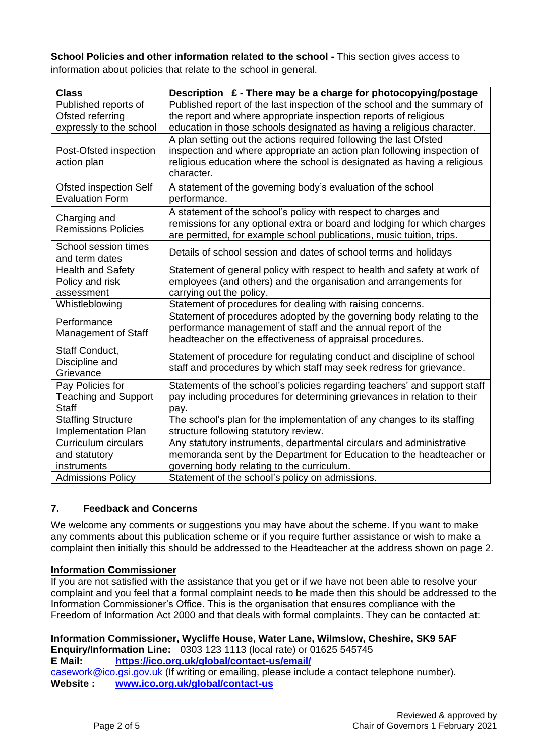**School Policies and other information related to the school -** This section gives access to information about policies that relate to the school in general.

| Class | Description £ - There may be a charge for photocopying/postage |
|---|---|
| Published reports of Ofsted referring expressly to the school | Published report of the last inspection of the school and the summary of the report and where appropriate inspection reports of religious education in those schools designated as having a religious character. |
| Post-Ofsted inspection action plan | A plan setting out the actions required following the last Ofsted inspection and where appropriate an action plan following inspection of religious education where the school is designated as having a religious character. |
| Ofsted inspection Self Evaluation Form | A statement of the governing body's evaluation of the school performance. |
| Charging and Remissions Policies | A statement of the school's policy with respect to charges and remissions for any optional extra or board and lodging for which charges are permitted, for example school publications, music tuition, trips. |
| School session times and term dates | Details of school session and dates of school terms and holidays |
| Health and Safety Policy and risk assessment | Statement of general policy with respect to health and safety at work of employees (and others) and the organisation and arrangements for carrying out the policy. |
| Whistleblowing | Statement of procedures for dealing with raising concerns. |
| Performance Management of Staff | Statement of procedures adopted by the governing body relating to the performance management of staff and the annual report of the headteacher on the effectiveness of appraisal procedures. |
| Staff Conduct, Discipline and Grievance | Statement of procedure for regulating conduct and discipline of school staff and procedures by which staff may seek redress for grievance. |
| Pay Policies for Teaching and Support Staff | Statements of the school's policies regarding teachers' and support staff pay including procedures for determining grievances in relation to their pay. |
| Staffing Structure Implementation Plan | The school's plan for the implementation of any changes to its staffing structure following statutory review. |
| Curriculum circulars and statutory instruments | Any statutory instruments, departmental circulars and administrative memoranda sent by the Department for Education to the headteacher or governing body relating to the curriculum. |
| Admissions Policy | Statement of the school's policy on admissions. |

## 7. Feedback and Concerns

We welcome any comments or suggestions you may have about the scheme. If you want to make any comments about this publication scheme or if you require further assistance or wish to make a complaint then initially this should be addressed to the Headteacher at the address shown on page 2.

### Information Commissioner

If you are not satisfied with the assistance that you get or if we have not been able to resolve your complaint and you feel that a formal complaint needs to be made then this should be addressed to the Information Commissioner's Office. This is the organisation that ensures compliance with the Freedom of Information Act 2000 and that deals with formal complaints. They can be contacted at:

**Information Commissioner, Wycliffe House, Water Lane, Wilmslow, Cheshire, SK9 5AF**
**Enquiry/Information Line:** 0303 123 1113 (local rate) or 01625 545745
**E Mail:** **https://ico.org.uk/global/contact-us/email/**
casework@ico.gsi.gov.uk (If writing or emailing, please include a contact telephone number).
**Website :** **www.ico.org.uk/global/contact-us**

Reviewed & approved by Chair of Governors 1 February 2021